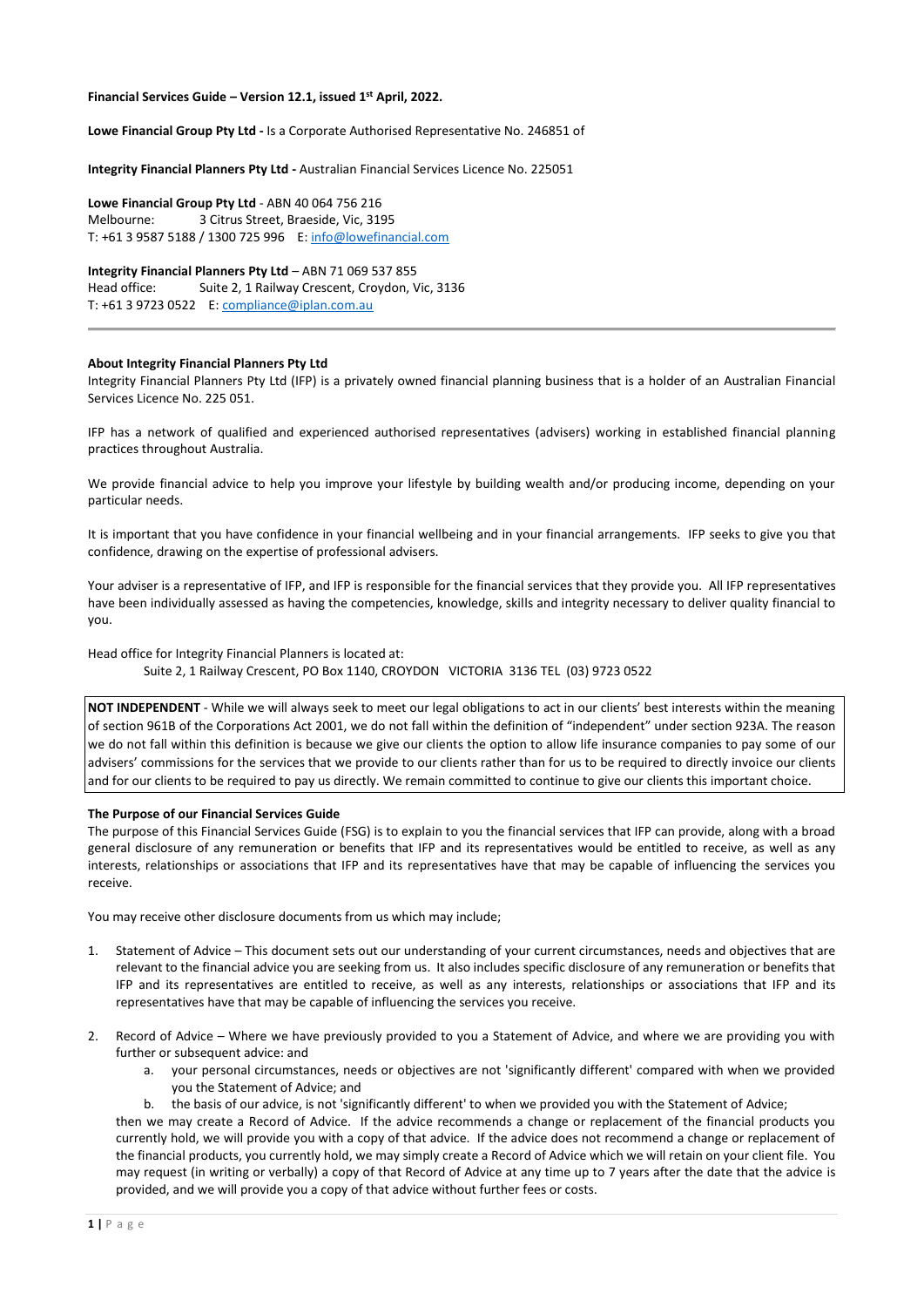**Financial Services Guide – Version 12.1, issued 1st April, 2022.**

**Lowe Financial Group Pty Ltd -** Is a Corporate Authorised Representative No. 246851 of

**Integrity Financial Planners Pty Ltd -** Australian Financial Services Licence No. 225051

**Lowe Financial Group Pty Ltd** - ABN 40 064 756 216
Melbourne: 3 Citrus Street, Braeside, Vic, 3195
T: +61 3 9587 5188 / 1300 725 996 E: info@lowefinancial.com

**Integrity Financial Planners Pty Ltd** – ABN 71 069 537 855
Head office: Suite 2, 1 Railway Crescent, Croydon, Vic, 3136
T: +61 3 9723 0522 E: compliance@iplan.com.au

---

**About Integrity Financial Planners Pty Ltd**

Integrity Financial Planners Pty Ltd (IFP) is a privately owned financial planning business that is a holder of an Australian Financial Services Licence No. 225 051.

IFP has a network of qualified and experienced authorised representatives (advisers) working in established financial planning practices throughout Australia.

We provide financial advice to help you improve your lifestyle by building wealth and/or producing income, depending on your particular needs.

It is important that you have confidence in your financial wellbeing and in your financial arrangements. IFP seeks to give you that confidence, drawing on the expertise of professional advisers.

Your adviser is a representative of IFP, and IFP is responsible for the financial services that they provide you. All IFP representatives have been individually assessed as having the competencies, knowledge, skills and integrity necessary to deliver quality financial to you.

Head office for Integrity Financial Planners is located at:
Suite 2, 1 Railway Crescent, PO Box 1140, CROYDON VICTORIA 3136 TEL (03) 9723 0522

**NOT INDEPENDENT** - While we will always seek to meet our legal obligations to act in our clients' best interests within the meaning of section 961B of the Corporations Act 2001, we do not fall within the definition of "independent" under section 923A. The reason we do not fall within this definition is because we give our clients the option to allow life insurance companies to pay some of our advisers' commissions for the services that we provide to our clients rather than for us to be required to directly invoice our clients and for our clients to be required to pay us directly. We remain committed to continue to give our clients this important choice.

**The Purpose of our Financial Services Guide**

The purpose of this Financial Services Guide (FSG) is to explain to you the financial services that IFP can provide, along with a broad general disclosure of any remuneration or benefits that IFP and its representatives would be entitled to receive, as well as any interests, relationships or associations that IFP and its representatives have that may be capable of influencing the services you receive.

You may receive other disclosure documents from us which may include;

1. Statement of Advice – This document sets out our understanding of your current circumstances, needs and objectives that are relevant to the financial advice you are seeking from us. It also includes specific disclosure of any remuneration or benefits that IFP and its representatives are entitled to receive, as well as any interests, relationships or associations that IFP and its representatives have that may be capable of influencing the services you receive.

2. Record of Advice – Where we have previously provided to you a Statement of Advice, and where we are providing you with further or subsequent advice: and
    a. your personal circumstances, needs or objectives are not 'significantly different' compared with when we provided you the Statement of Advice; and
    b. the basis of our advice, is not 'significantly different' to when we provided you with the Statement of Advice;

    then we may create a Record of Advice. If the advice recommends a change or replacement of the financial products you currently hold, we will provide you with a copy of that advice. If the advice does not recommend a change or replacement of the financial products, you currently hold, we may simply create a Record of Advice which we will retain on your client file. You may request (in writing or verbally) a copy of that Record of Advice at any time up to 7 years after the date that the advice is provided, and we will provide you a copy of that advice without further fees or costs.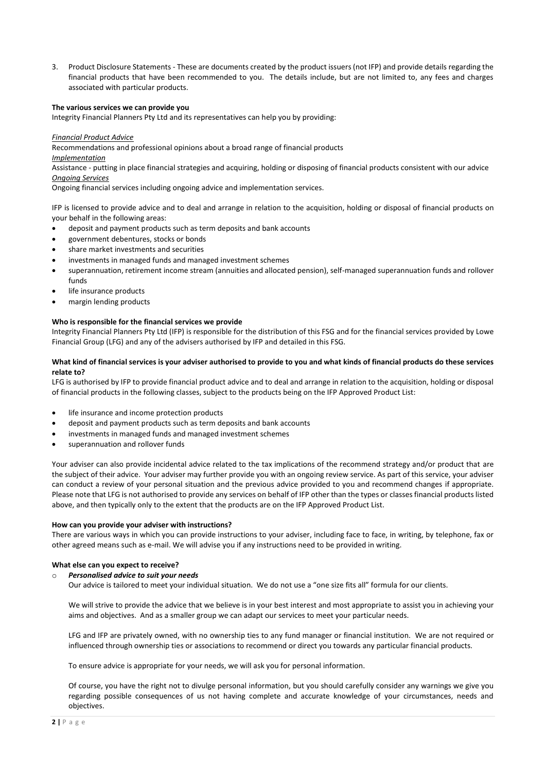3. Product Disclosure Statements - These are documents created by the product issuers (not IFP) and provide details regarding the financial products that have been recommended to you. The details include, but are not limited to, any fees and charges associated with particular products.

**The various services we can provide you**

Integrity Financial Planners Pty Ltd and its representatives can help you by providing:

***Financial Product Advice***

Recommendations and professional opinions about a broad range of financial products

***Implementation***

Assistance - putting in place financial strategies and acquiring, holding or disposing of financial products consistent with our advice

***Ongoing Services***

Ongoing financial services including ongoing advice and implementation services.

IFP is licensed to provide advice and to deal and arrange in relation to the acquisition, holding or disposal of financial products on your behalf in the following areas:

- deposit and payment products such as term deposits and bank accounts
- government debentures, stocks or bonds
- share market investments and securities
- investments in managed funds and managed investment schemes
- superannuation, retirement income stream (annuities and allocated pension), self-managed superannuation funds and rollover funds
- life insurance products
- margin lending products

**Who is responsible for the financial services we provide**

Integrity Financial Planners Pty Ltd (IFP) is responsible for the distribution of this FSG and for the financial services provided by Lowe Financial Group (LFG) and any of the advisers authorised by IFP and detailed in this FSG.

**What kind of financial services is your adviser authorised to provide to you and what kinds of financial products do these services relate to?**

LFG is authorised by IFP to provide financial product advice and to deal and arrange in relation to the acquisition, holding or disposal of financial products in the following classes, subject to the products being on the IFP Approved Product List:

- life insurance and income protection products
- deposit and payment products such as term deposits and bank accounts
- investments in managed funds and managed investment schemes
- superannuation and rollover funds

Your adviser can also provide incidental advice related to the tax implications of the recommend strategy and/or product that are the subject of their advice. Your adviser may further provide you with an ongoing review service. As part of this service, your adviser can conduct a review of your personal situation and the previous advice provided to you and recommend changes if appropriate. Please note that LFG is not authorised to provide any services on behalf of IFP other than the types or classes financial products listed above, and then typically only to the extent that the products are on the IFP Approved Product List.

**How can you provide your adviser with instructions?**

There are various ways in which you can provide instructions to your adviser, including face to face, in writing, by telephone, fax or other agreed means such as e-mail. We will advise you if any instructions need to be provided in writing.

**What else can you expect to receive?**

- ***Personalised advice to suit your needs***

  Our advice is tailored to meet your individual situation. We do not use a "one size fits all" formula for our clients.

  We will strive to provide the advice that we believe is in your best interest and most appropriate to assist you in achieving your aims and objectives. And as a smaller group we can adapt our services to meet your particular needs.

  LFG and IFP are privately owned, with no ownership ties to any fund manager or financial institution. We are not required or influenced through ownership ties or associations to recommend or direct you towards any particular financial products.

  To ensure advice is appropriate for your needs, we will ask you for personal information.

  Of course, you have the right not to divulge personal information, but you should carefully consider any warnings we give you regarding possible consequences of us not having complete and accurate knowledge of your circumstances, needs and objectives.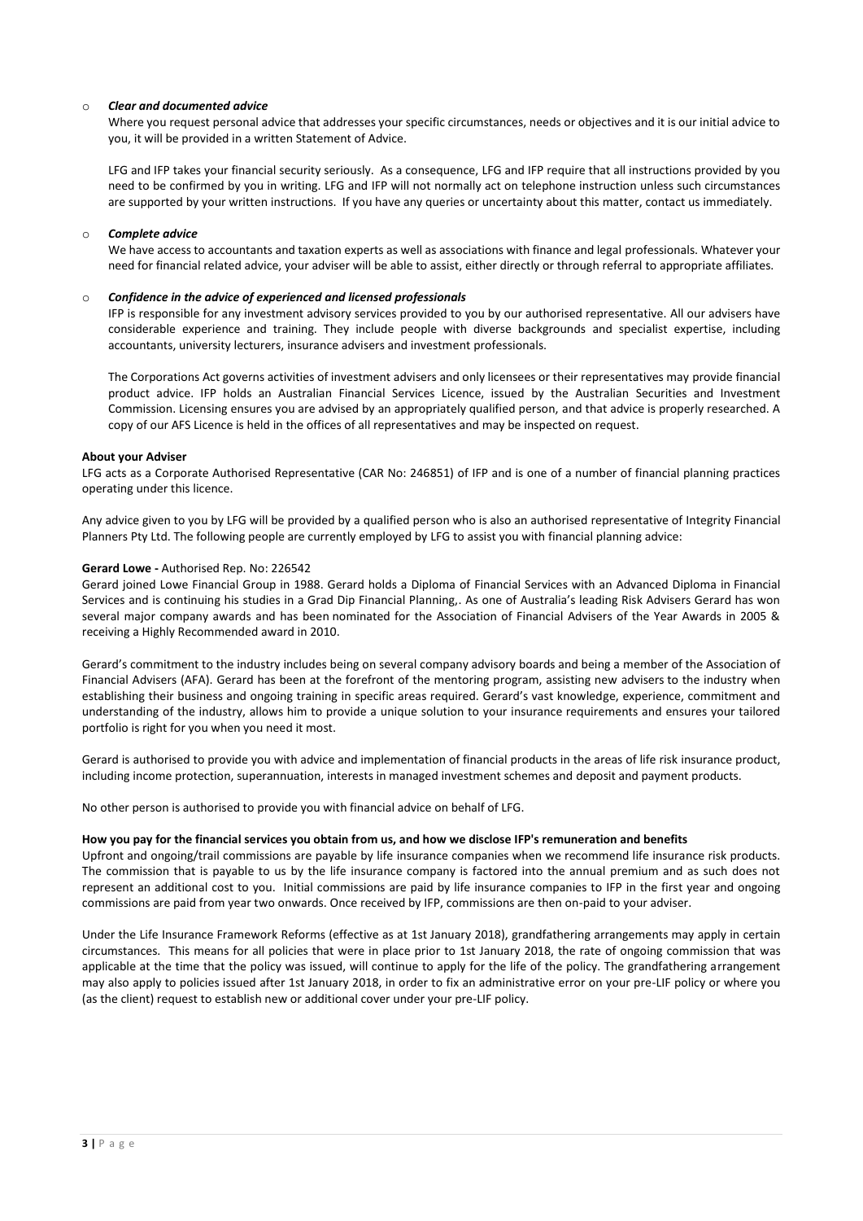- ***Clear and documented advice***

  Where you request personal advice that addresses your specific circumstances, needs or objectives and it is our initial advice to you, it will be provided in a written Statement of Advice.

  LFG and IFP takes your financial security seriously. As a consequence, LFG and IFP require that all instructions provided by you need to be confirmed by you in writing. LFG and IFP will not normally act on telephone instruction unless such circumstances are supported by your written instructions. If you have any queries or uncertainty about this matter, contact us immediately.

- ***Complete advice***

  We have access to accountants and taxation experts as well as associations with finance and legal professionals. Whatever your need for financial related advice, your adviser will be able to assist, either directly or through referral to appropriate affiliates.

- ***Confidence in the advice of experienced and licensed professionals***

  IFP is responsible for any investment advisory services provided to you by our authorised representative. All our advisers have considerable experience and training. They include people with diverse backgrounds and specialist expertise, including accountants, university lecturers, insurance advisers and investment professionals.

  The Corporations Act governs activities of investment advisers and only licensees or their representatives may provide financial product advice. IFP holds an Australian Financial Services Licence, issued by the Australian Securities and Investment Commission. Licensing ensures you are advised by an appropriately qualified person, and that advice is properly researched. A copy of our AFS Licence is held in the offices of all representatives and may be inspected on request.

**About your Adviser**

LFG acts as a Corporate Authorised Representative (CAR No: 246851) of IFP and is one of a number of financial planning practices operating under this licence.

Any advice given to you by LFG will be provided by a qualified person who is also an authorised representative of Integrity Financial Planners Pty Ltd. The following people are currently employed by LFG to assist you with financial planning advice:

**Gerard Lowe -** Authorised Rep. No: 226542

Gerard joined Lowe Financial Group in 1988. Gerard holds a Diploma of Financial Services with an Advanced Diploma in Financial Services and is continuing his studies in a Grad Dip Financial Planning,. As one of Australia's leading Risk Advisers Gerard has won several major company awards and has been nominated for the Association of Financial Advisers of the Year Awards in 2005 & receiving a Highly Recommended award in 2010.

Gerard's commitment to the industry includes being on several company advisory boards and being a member of the Association of Financial Advisers (AFA). Gerard has been at the forefront of the mentoring program, assisting new advisers to the industry when establishing their business and ongoing training in specific areas required. Gerard's vast knowledge, experience, commitment and understanding of the industry, allows him to provide a unique solution to your insurance requirements and ensures your tailored portfolio is right for you when you need it most.

Gerard is authorised to provide you with advice and implementation of financial products in the areas of life risk insurance product, including income protection, superannuation, interests in managed investment schemes and deposit and payment products.

No other person is authorised to provide you with financial advice on behalf of LFG.

**How you pay for the financial services you obtain from us, and how we disclose IFP's remuneration and benefits**

Upfront and ongoing/trail commissions are payable by life insurance companies when we recommend life insurance risk products. The commission that is payable to us by the life insurance company is factored into the annual premium and as such does not represent an additional cost to you. Initial commissions are paid by life insurance companies to IFP in the first year and ongoing commissions are paid from year two onwards. Once received by IFP, commissions are then on-paid to your adviser.

Under the Life Insurance Framework Reforms (effective as at 1st January 2018), grandfathering arrangements may apply in certain circumstances. This means for all policies that were in place prior to 1st January 2018, the rate of ongoing commission that was applicable at the time that the policy was issued, will continue to apply for the life of the policy. The grandfathering arrangement may also apply to policies issued after 1st January 2018, in order to fix an administrative error on your pre-LIF policy or where you (as the client) request to establish new or additional cover under your pre-LIF policy.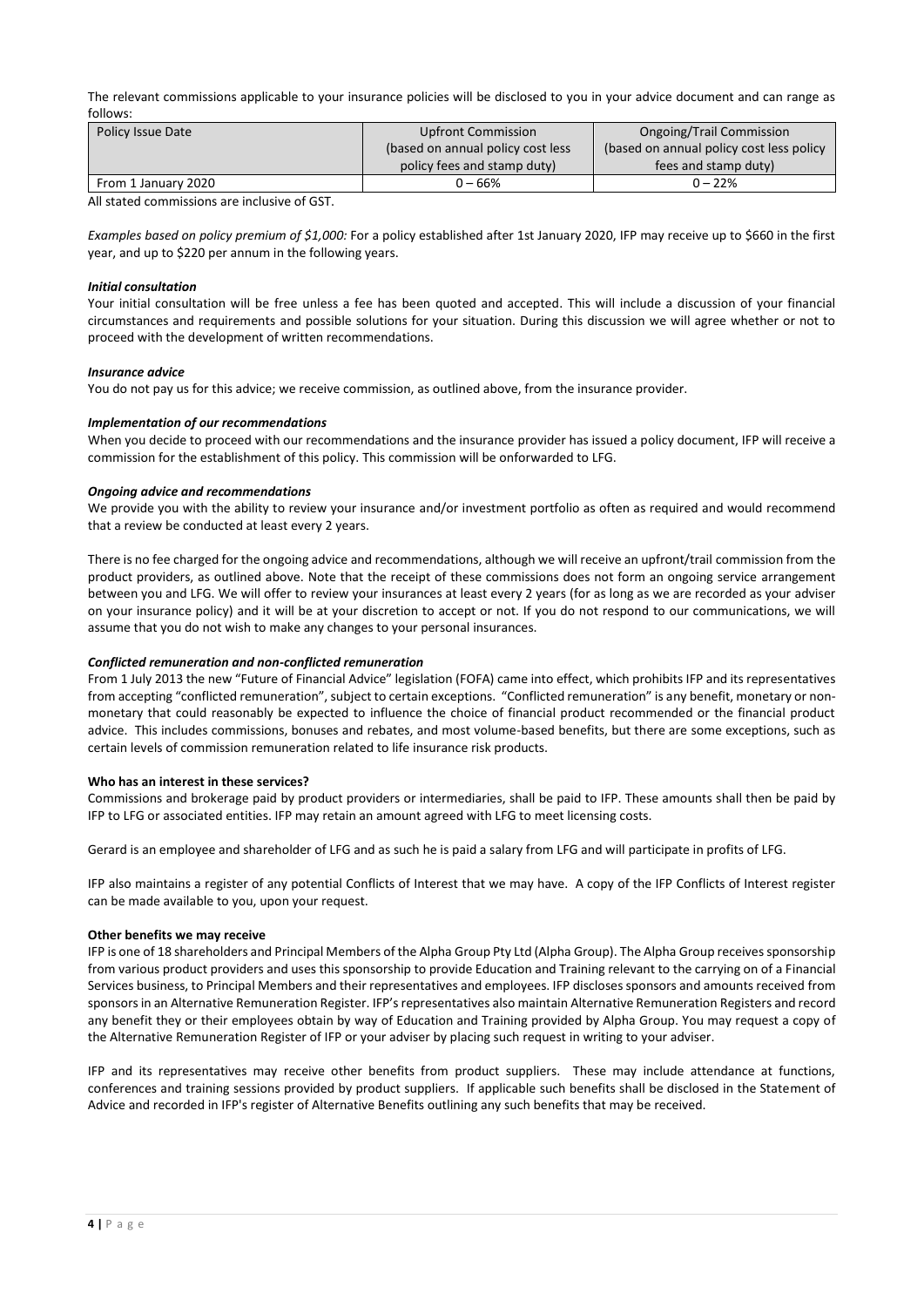The relevant commissions applicable to your insurance policies will be disclosed to you in your advice document and can range as follows:

| Policy Issue Date | Upfront Commission (based on annual policy cost less policy fees and stamp duty) | Ongoing/Trail Commission (based on annual policy cost less policy fees and stamp duty) |
| --- | --- | --- |
| From 1 January 2020 | 0 – 66% | 0 – 22% |

All stated commissions are inclusive of GST.

*Examples based on policy premium of $1,000:* For a policy established after 1st January 2020, IFP may receive up to $660 in the first year, and up to $220 per annum in the following years.

***Initial consultation***

Your initial consultation will be free unless a fee has been quoted and accepted. This will include a discussion of your financial circumstances and requirements and possible solutions for your situation. During this discussion we will agree whether or not to proceed with the development of written recommendations.

***Insurance advice***

You do not pay us for this advice; we receive commission, as outlined above, from the insurance provider.

***Implementation of our recommendations***

When you decide to proceed with our recommendations and the insurance provider has issued a policy document, IFP will receive a commission for the establishment of this policy. This commission will be onforwarded to LFG.

***Ongoing advice and recommendations***

We provide you with the ability to review your insurance and/or investment portfolio as often as required and would recommend that a review be conducted at least every 2 years.

There is no fee charged for the ongoing advice and recommendations, although we will receive an upfront/trail commission from the product providers, as outlined above. Note that the receipt of these commissions does not form an ongoing service arrangement between you and LFG. We will offer to review your insurances at least every 2 years (for as long as we are recorded as your adviser on your insurance policy) and it will be at your discretion to accept or not. If you do not respond to our communications, we will assume that you do not wish to make any changes to your personal insurances.

***Conflicted remuneration and non-conflicted remuneration***

From 1 July 2013 the new "Future of Financial Advice" legislation (FOFA) came into effect, which prohibits IFP and its representatives from accepting "conflicted remuneration", subject to certain exceptions. "Conflicted remuneration" is any benefit, monetary or non-monetary that could reasonably be expected to influence the choice of financial product recommended or the financial product advice. This includes commissions, bonuses and rebates, and most volume-based benefits, but there are some exceptions, such as certain levels of commission remuneration related to life insurance risk products.

**Who has an interest in these services?**

Commissions and brokerage paid by product providers or intermediaries, shall be paid to IFP. These amounts shall then be paid by IFP to LFG or associated entities. IFP may retain an amount agreed with LFG to meet licensing costs.

Gerard is an employee and shareholder of LFG and as such he is paid a salary from LFG and will participate in profits of LFG.

IFP also maintains a register of any potential Conflicts of Interest that we may have. A copy of the IFP Conflicts of Interest register can be made available to you, upon your request.

**Other benefits we may receive**

IFP is one of 18 shareholders and Principal Members of the Alpha Group Pty Ltd (Alpha Group). The Alpha Group receives sponsorship from various product providers and uses this sponsorship to provide Education and Training relevant to the carrying on of a Financial Services business, to Principal Members and their representatives and employees. IFP discloses sponsors and amounts received from sponsors in an Alternative Remuneration Register. IFP's representatives also maintain Alternative Remuneration Registers and record any benefit they or their employees obtain by way of Education and Training provided by Alpha Group. You may request a copy of the Alternative Remuneration Register of IFP or your adviser by placing such request in writing to your adviser.

IFP and its representatives may receive other benefits from product suppliers. These may include attendance at functions, conferences and training sessions provided by product suppliers. If applicable such benefits shall be disclosed in the Statement of Advice and recorded in IFP's register of Alternative Benefits outlining any such benefits that may be received.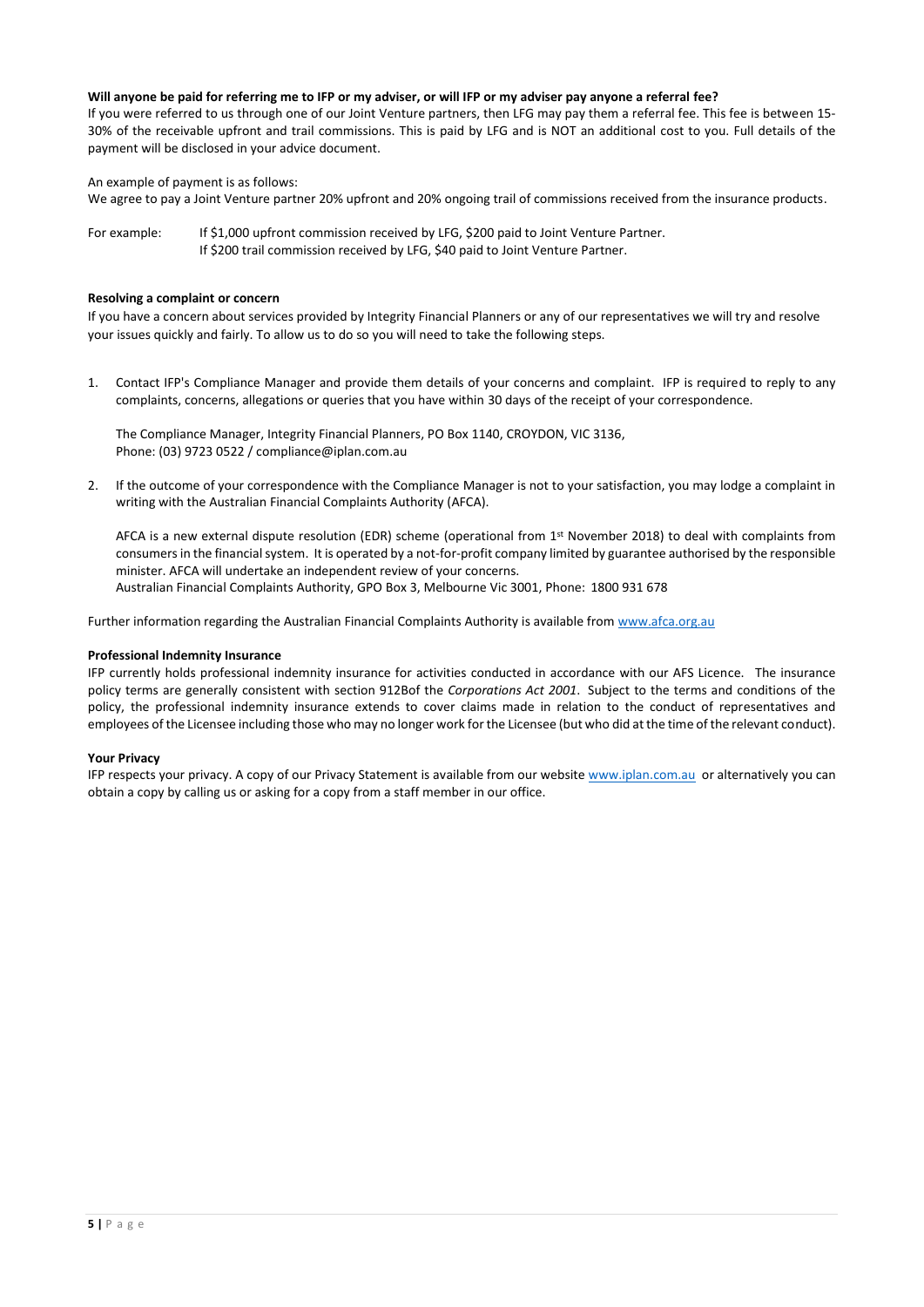**Will anyone be paid for referring me to IFP or my adviser, or will IFP or my adviser pay anyone a referral fee?**

If you were referred to us through one of our Joint Venture partners, then LFG may pay them a referral fee. This fee is between 15-30% of the receivable upfront and trail commissions. This is paid by LFG and is NOT an additional cost to you. Full details of the payment will be disclosed in your advice document.

An example of payment is as follows:
We agree to pay a Joint Venture partner 20% upfront and 20% ongoing trail of commissions received from the insurance products.

For example: If $1,000 upfront commission received by LFG, $200 paid to Joint Venture Partner.
If $200 trail commission received by LFG, $40 paid to Joint Venture Partner.

**Resolving a complaint or concern**

If you have a concern about services provided by Integrity Financial Planners or any of our representatives we will try and resolve your issues quickly and fairly. To allow us to do so you will need to take the following steps.

1. Contact IFP's Compliance Manager and provide them details of your concerns and complaint. IFP is required to reply to any complaints, concerns, allegations or queries that you have within 30 days of the receipt of your correspondence.

   The Compliance Manager, Integrity Financial Planners, PO Box 1140, CROYDON, VIC 3136,
   Phone: (03) 9723 0522 / compliance@iplan.com.au

2. If the outcome of your correspondence with the Compliance Manager is not to your satisfaction, you may lodge a complaint in writing with the Australian Financial Complaints Authority (AFCA).

   AFCA is a new external dispute resolution (EDR) scheme (operational from 1st November 2018) to deal with complaints from consumers in the financial system. It is operated by a not-for-profit company limited by guarantee authorised by the responsible minister. AFCA will undertake an independent review of your concerns.
   Australian Financial Complaints Authority, GPO Box 3, Melbourne Vic 3001, Phone: 1800 931 678

Further information regarding the Australian Financial Complaints Authority is available from www.afca.org.au

**Professional Indemnity Insurance**

IFP currently holds professional indemnity insurance for activities conducted in accordance with our AFS Licence. The insurance policy terms are generally consistent with section 912Bof the *Corporations Act 2001*. Subject to the terms and conditions of the policy, the professional indemnity insurance extends to cover claims made in relation to the conduct of representatives and employees of the Licensee including those who may no longer work for the Licensee (but who did at the time of the relevant conduct).

**Your Privacy**

IFP respects your privacy. A copy of our Privacy Statement is available from our website www.iplan.com.au or alternatively you can obtain a copy by calling us or asking for a copy from a staff member in our office.